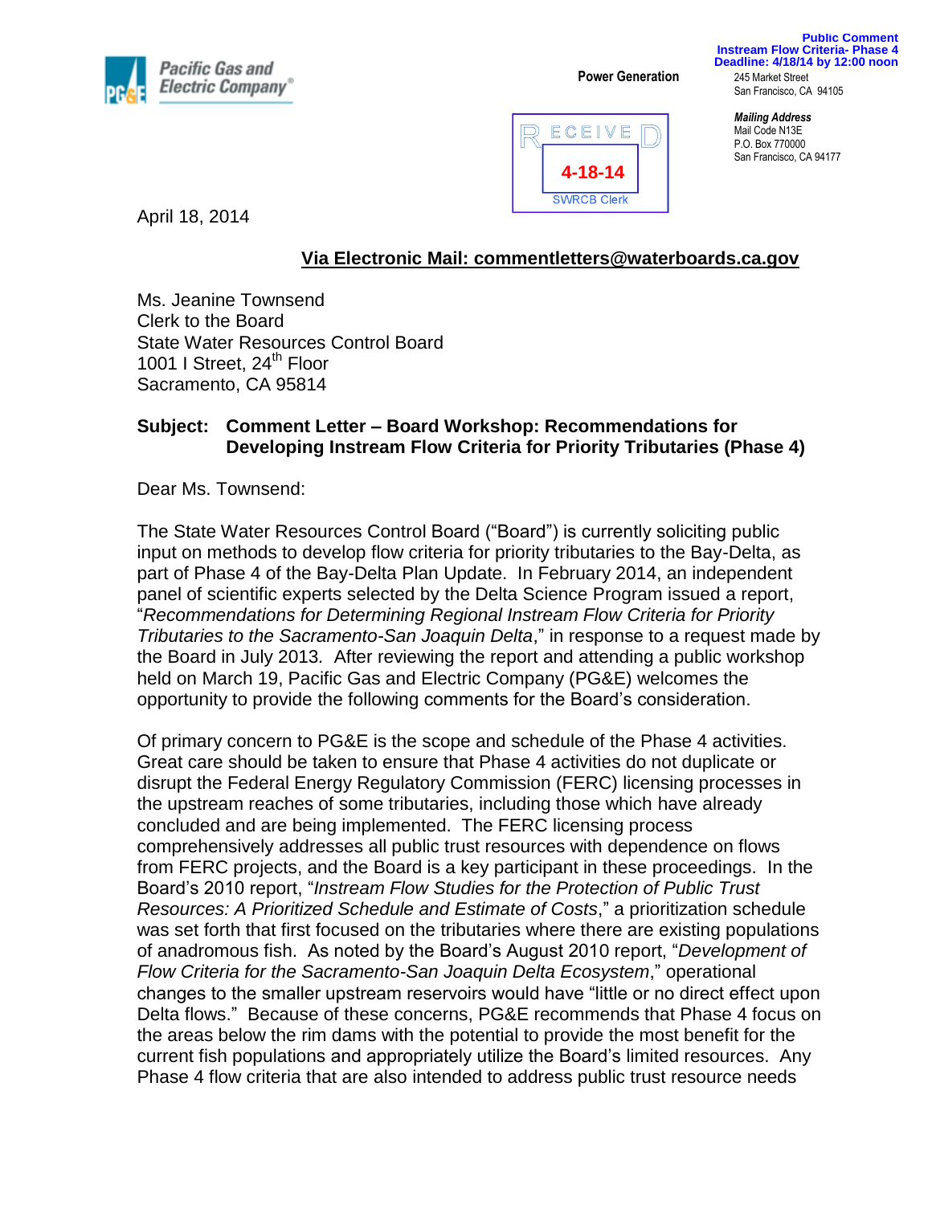Pacific Gas and Electric Company®

**Power Generation**

**Public Comment**
**Instream Flow Criteria- Phase 4**
**Deadline: 4/18/14 by 12:00 noon**

245 Market Street
San Francisco, CA 94105

*Mailing Address*
Mail Code N13E
P.O. Box 770000
San Francisco, CA 94177

RECEIVED
4-18-14
SWRCB Clerk

April 18, 2014

**Via Electronic Mail: commentletters@waterboards.ca.gov**

Ms. Jeanine Townsend
Clerk to the Board
State Water Resources Control Board
1001 I Street, 24th Floor
Sacramento, CA 95814

**Subject: Comment Letter – Board Workshop: Recommendations for Developing Instream Flow Criteria for Priority Tributaries (Phase 4)**

Dear Ms. Townsend:

The State Water Resources Control Board ("Board") is currently soliciting public input on methods to develop flow criteria for priority tributaries to the Bay-Delta, as part of Phase 4 of the Bay-Delta Plan Update. In February 2014, an independent panel of scientific experts selected by the Delta Science Program issued a report, "*Recommendations for Determining Regional Instream Flow Criteria for Priority Tributaries to the Sacramento-San Joaquin Delta*," in response to a request made by the Board in July 2013. After reviewing the report and attending a public workshop held on March 19, Pacific Gas and Electric Company (PG&E) welcomes the opportunity to provide the following comments for the Board's consideration.

Of primary concern to PG&E is the scope and schedule of the Phase 4 activities. Great care should be taken to ensure that Phase 4 activities do not duplicate or disrupt the Federal Energy Regulatory Commission (FERC) licensing processes in the upstream reaches of some tributaries, including those which have already concluded and are being implemented. The FERC licensing process comprehensively addresses all public trust resources with dependence on flows from FERC projects, and the Board is a key participant in these proceedings. In the Board's 2010 report, "*Instream Flow Studies for the Protection of Public Trust Resources: A Prioritized Schedule and Estimate of Costs*," a prioritization schedule was set forth that first focused on the tributaries where there are existing populations of anadromous fish. As noted by the Board's August 2010 report, "*Development of Flow Criteria for the Sacramento-San Joaquin Delta Ecosystem*," operational changes to the smaller upstream reservoirs would have "little or no direct effect upon Delta flows." Because of these concerns, PG&E recommends that Phase 4 focus on the areas below the rim dams with the potential to provide the most benefit for the current fish populations and appropriately utilize the Board's limited resources. Any Phase 4 flow criteria that are also intended to address public trust resource needs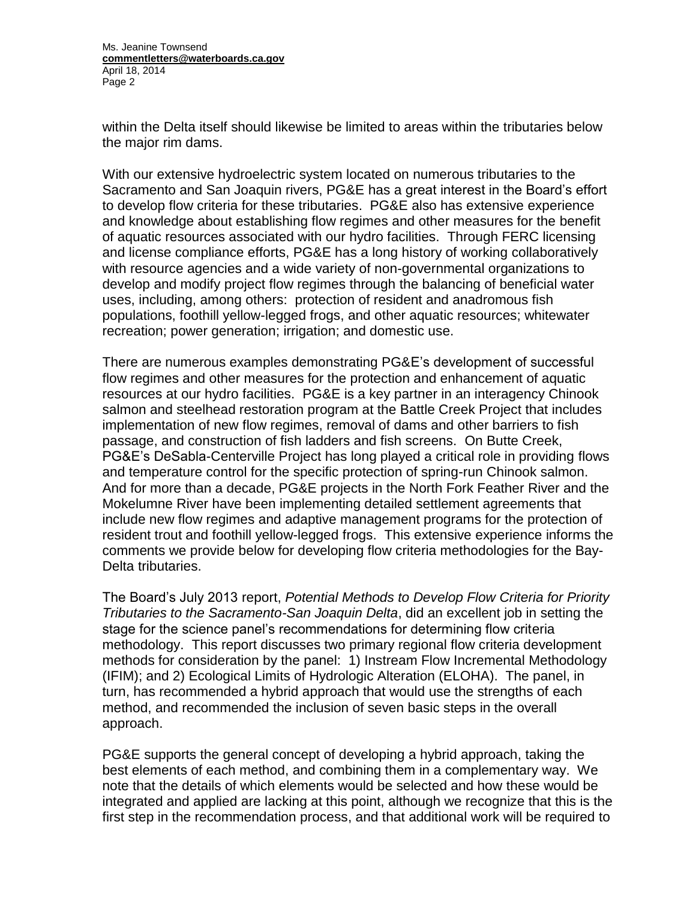within the Delta itself should likewise be limited to areas within the tributaries below the major rim dams.

With our extensive hydroelectric system located on numerous tributaries to the Sacramento and San Joaquin rivers, PG&E has a great interest in the Board's effort to develop flow criteria for these tributaries. PG&E also has extensive experience and knowledge about establishing flow regimes and other measures for the benefit of aquatic resources associated with our hydro facilities. Through FERC licensing and license compliance efforts, PG&E has a long history of working collaboratively with resource agencies and a wide variety of non-governmental organizations to develop and modify project flow regimes through the balancing of beneficial water uses, including, among others: protection of resident and anadromous fish populations, foothill yellow-legged frogs, and other aquatic resources; whitewater recreation; power generation; irrigation; and domestic use.

There are numerous examples demonstrating PG&E's development of successful flow regimes and other measures for the protection and enhancement of aquatic resources at our hydro facilities. PG&E is a key partner in an interagency Chinook salmon and steelhead restoration program at the Battle Creek Project that includes implementation of new flow regimes, removal of dams and other barriers to fish passage, and construction of fish ladders and fish screens. On Butte Creek, PG&E's DeSabla-Centerville Project has long played a critical role in providing flows and temperature control for the specific protection of spring-run Chinook salmon. And for more than a decade, PG&E projects in the North Fork Feather River and the Mokelumne River have been implementing detailed settlement agreements that include new flow regimes and adaptive management programs for the protection of resident trout and foothill yellow-legged frogs. This extensive experience informs the comments we provide below for developing flow criteria methodologies for the Bay-Delta tributaries.

The Board's July 2013 report, *Potential Methods to Develop Flow Criteria for Priority Tributaries to the Sacramento-San Joaquin Delta*, did an excellent job in setting the stage for the science panel's recommendations for determining flow criteria methodology. This report discusses two primary regional flow criteria development methods for consideration by the panel: 1) Instream Flow Incremental Methodology (IFIM); and 2) Ecological Limits of Hydrologic Alteration (ELOHA). The panel, in turn, has recommended a hybrid approach that would use the strengths of each method, and recommended the inclusion of seven basic steps in the overall approach.

PG&E supports the general concept of developing a hybrid approach, taking the best elements of each method, and combining them in a complementary way. We note that the details of which elements would be selected and how these would be integrated and applied are lacking at this point, although we recognize that this is the first step in the recommendation process, and that additional work will be required to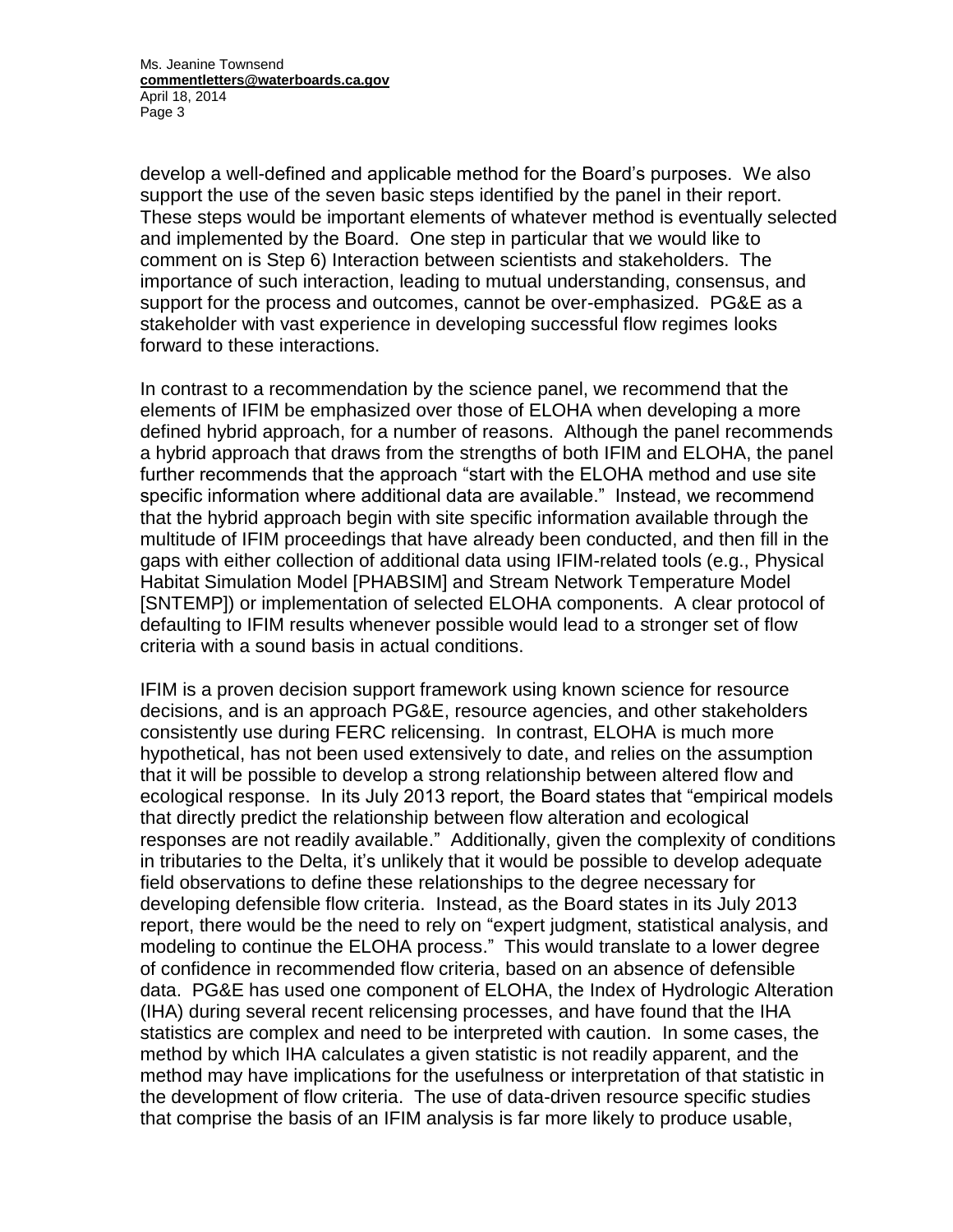develop a well-defined and applicable method for the Board's purposes. We also support the use of the seven basic steps identified by the panel in their report. These steps would be important elements of whatever method is eventually selected and implemented by the Board. One step in particular that we would like to comment on is Step 6) Interaction between scientists and stakeholders. The importance of such interaction, leading to mutual understanding, consensus, and support for the process and outcomes, cannot be over-emphasized. PG&E as a stakeholder with vast experience in developing successful flow regimes looks forward to these interactions.

In contrast to a recommendation by the science panel, we recommend that the elements of IFIM be emphasized over those of ELOHA when developing a more defined hybrid approach, for a number of reasons. Although the panel recommends a hybrid approach that draws from the strengths of both IFIM and ELOHA, the panel further recommends that the approach "start with the ELOHA method and use site specific information where additional data are available." Instead, we recommend that the hybrid approach begin with site specific information available through the multitude of IFIM proceedings that have already been conducted, and then fill in the gaps with either collection of additional data using IFIM-related tools (e.g., Physical Habitat Simulation Model [PHABSIM] and Stream Network Temperature Model [SNTEMP]) or implementation of selected ELOHA components. A clear protocol of defaulting to IFIM results whenever possible would lead to a stronger set of flow criteria with a sound basis in actual conditions.

IFIM is a proven decision support framework using known science for resource decisions, and is an approach PG&E, resource agencies, and other stakeholders consistently use during FERC relicensing. In contrast, ELOHA is much more hypothetical, has not been used extensively to date, and relies on the assumption that it will be possible to develop a strong relationship between altered flow and ecological response. In its July 2013 report, the Board states that "empirical models that directly predict the relationship between flow alteration and ecological responses are not readily available." Additionally, given the complexity of conditions in tributaries to the Delta, it's unlikely that it would be possible to develop adequate field observations to define these relationships to the degree necessary for developing defensible flow criteria. Instead, as the Board states in its July 2013 report, there would be the need to rely on "expert judgment, statistical analysis, and modeling to continue the ELOHA process." This would translate to a lower degree of confidence in recommended flow criteria, based on an absence of defensible data. PG&E has used one component of ELOHA, the Index of Hydrologic Alteration (IHA) during several recent relicensing processes, and have found that the IHA statistics are complex and need to be interpreted with caution. In some cases, the method by which IHA calculates a given statistic is not readily apparent, and the method may have implications for the usefulness or interpretation of that statistic in the development of flow criteria. The use of data-driven resource specific studies that comprise the basis of an IFIM analysis is far more likely to produce usable,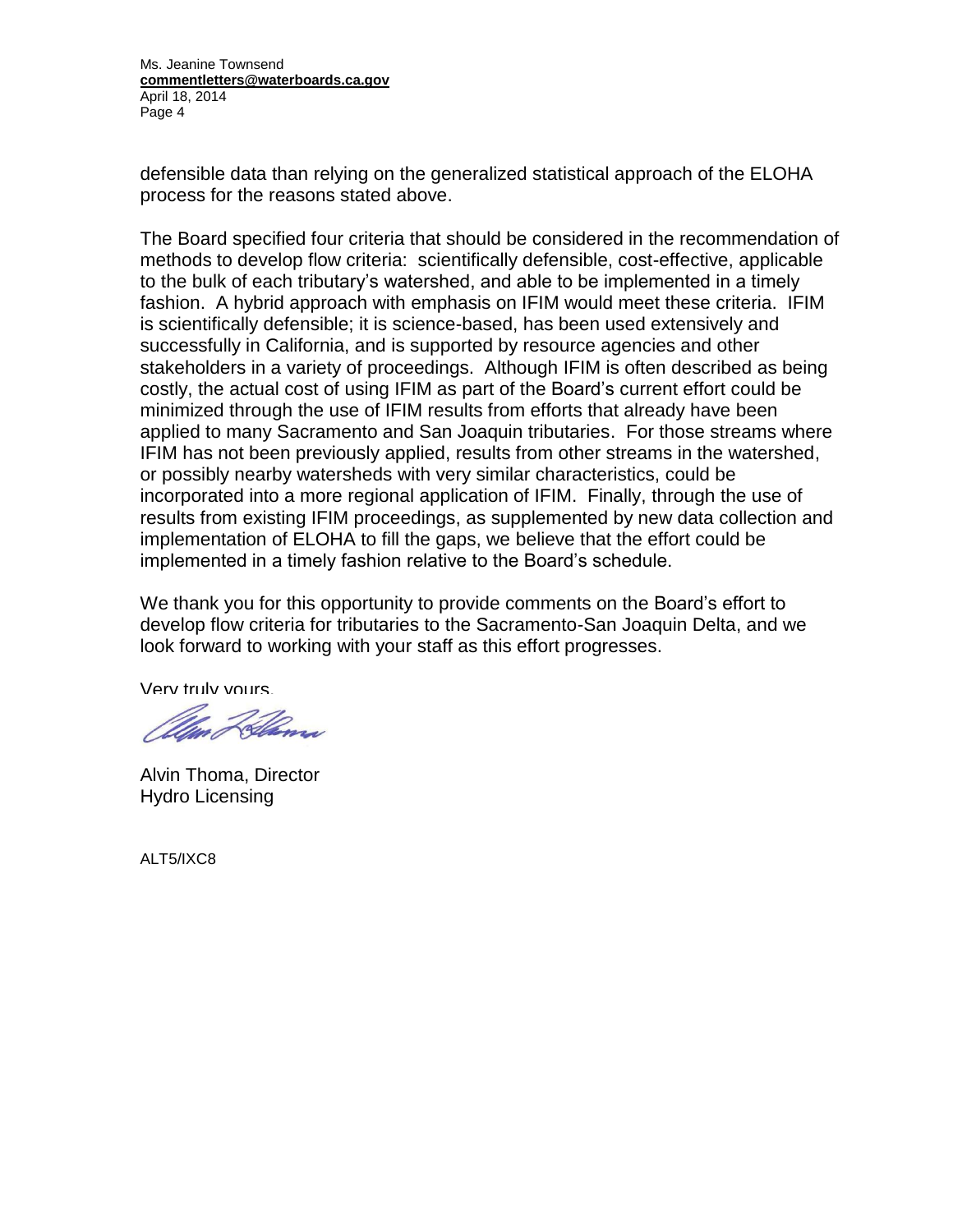defensible data than relying on the generalized statistical approach of the ELOHA process for the reasons stated above.

The Board specified four criteria that should be considered in the recommendation of methods to develop flow criteria: scientifically defensible, cost-effective, applicable to the bulk of each tributary's watershed, and able to be implemented in a timely fashion. A hybrid approach with emphasis on IFIM would meet these criteria. IFIM is scientifically defensible; it is science-based, has been used extensively and successfully in California, and is supported by resource agencies and other stakeholders in a variety of proceedings. Although IFIM is often described as being costly, the actual cost of using IFIM as part of the Board's current effort could be minimized through the use of IFIM results from efforts that already have been applied to many Sacramento and San Joaquin tributaries. For those streams where IFIM has not been previously applied, results from other streams in the watershed, or possibly nearby watersheds with very similar characteristics, could be incorporated into a more regional application of IFIM. Finally, through the use of results from existing IFIM proceedings, as supplemented by new data collection and implementation of ELOHA to fill the gaps, we believe that the effort could be implemented in a timely fashion relative to the Board's schedule.

We thank you for this opportunity to provide comments on the Board's effort to develop flow criteria for tributaries to the Sacramento-San Joaquin Delta, and we look forward to working with your staff as this effort progresses.

Very truly yours,

Alvin Thoma, Director
Hydro Licensing

ALT5/IXC8